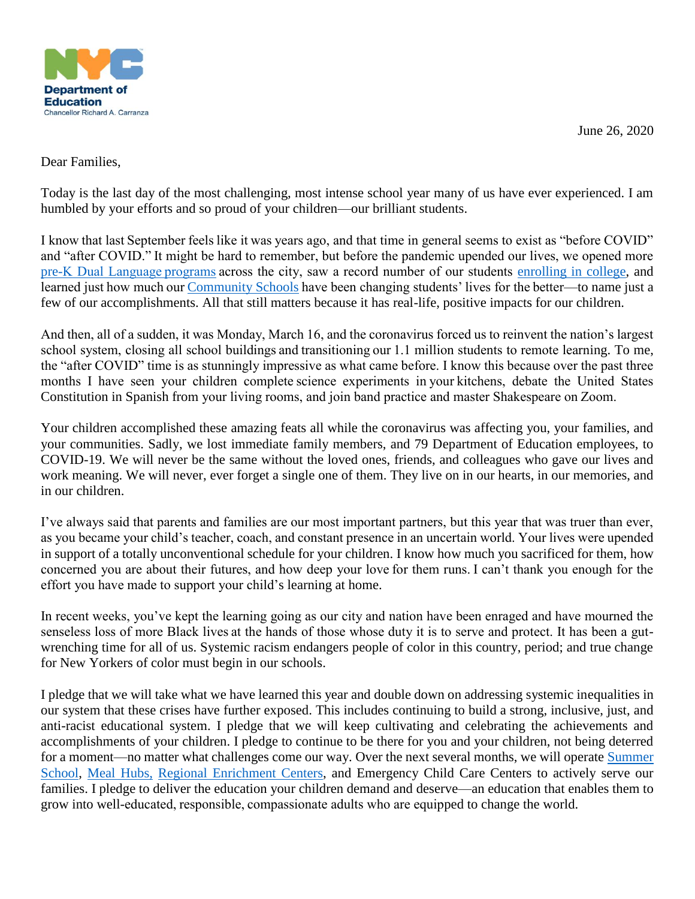NYC Department of Education
Chancellor Richard A. Carranza

June 26, 2020

Dear Families,

Today is the last day of the most challenging, most intense school year many of us have ever experienced. I am humbled by your efforts and so proud of your children—our brilliant students.

I know that last September feels like it was years ago, and that time in general seems to exist as "before COVID" and "after COVID." It might be hard to remember, but before the pandemic upended our lives, we opened more pre-K Dual Language programs across the city, saw a record number of our students enrolling in college, and learned just how much our Community Schools have been changing students' lives for the better—to name just a few of our accomplishments. All that still matters because it has real-life, positive impacts for our children.

And then, all of a sudden, it was Monday, March 16, and the coronavirus forced us to reinvent the nation's largest school system, closing all school buildings and transitioning our 1.1 million students to remote learning. To me, the "after COVID" time is as stunningly impressive as what came before. I know this because over the past three months I have seen your children complete science experiments in your kitchens, debate the United States Constitution in Spanish from your living rooms, and join band practice and master Shakespeare on Zoom.

Your children accomplished these amazing feats all while the coronavirus was affecting you, your families, and your communities. Sadly, we lost immediate family members, and 79 Department of Education employees, to COVID-19. We will never be the same without the loved ones, friends, and colleagues who gave our lives and work meaning. We will never, ever forget a single one of them. They live on in our hearts, in our memories, and in our children.

I've always said that parents and families are our most important partners, but this year that was truer than ever, as you became your child's teacher, coach, and constant presence in an uncertain world. Your lives were upended in support of a totally unconventional schedule for your children. I know how much you sacrificed for them, how concerned you are about their futures, and how deep your love for them runs. I can't thank you enough for the effort you have made to support your child's learning at home.

In recent weeks, you've kept the learning going as our city and nation have been enraged and have mourned the senseless loss of more Black lives at the hands of those whose duty it is to serve and protect. It has been a gut-wrenching time for all of us. Systemic racism endangers people of color in this country, period; and true change for New Yorkers of color must begin in our schools.

I pledge that we will take what we have learned this year and double down on addressing systemic inequalities in our system that these crises have further exposed. This includes continuing to build a strong, inclusive, just, and anti-racist educational system. I pledge that we will keep cultivating and celebrating the achievements and accomplishments of your children. I pledge to continue to be there for you and your children, not being deterred for a moment—no matter what challenges come our way. Over the next several months, we will operate Summer School, Meal Hubs, Regional Enrichment Centers, and Emergency Child Care Centers to actively serve our families. I pledge to deliver the education your children demand and deserve—an education that enables them to grow into well-educated, responsible, compassionate adults who are equipped to change the world.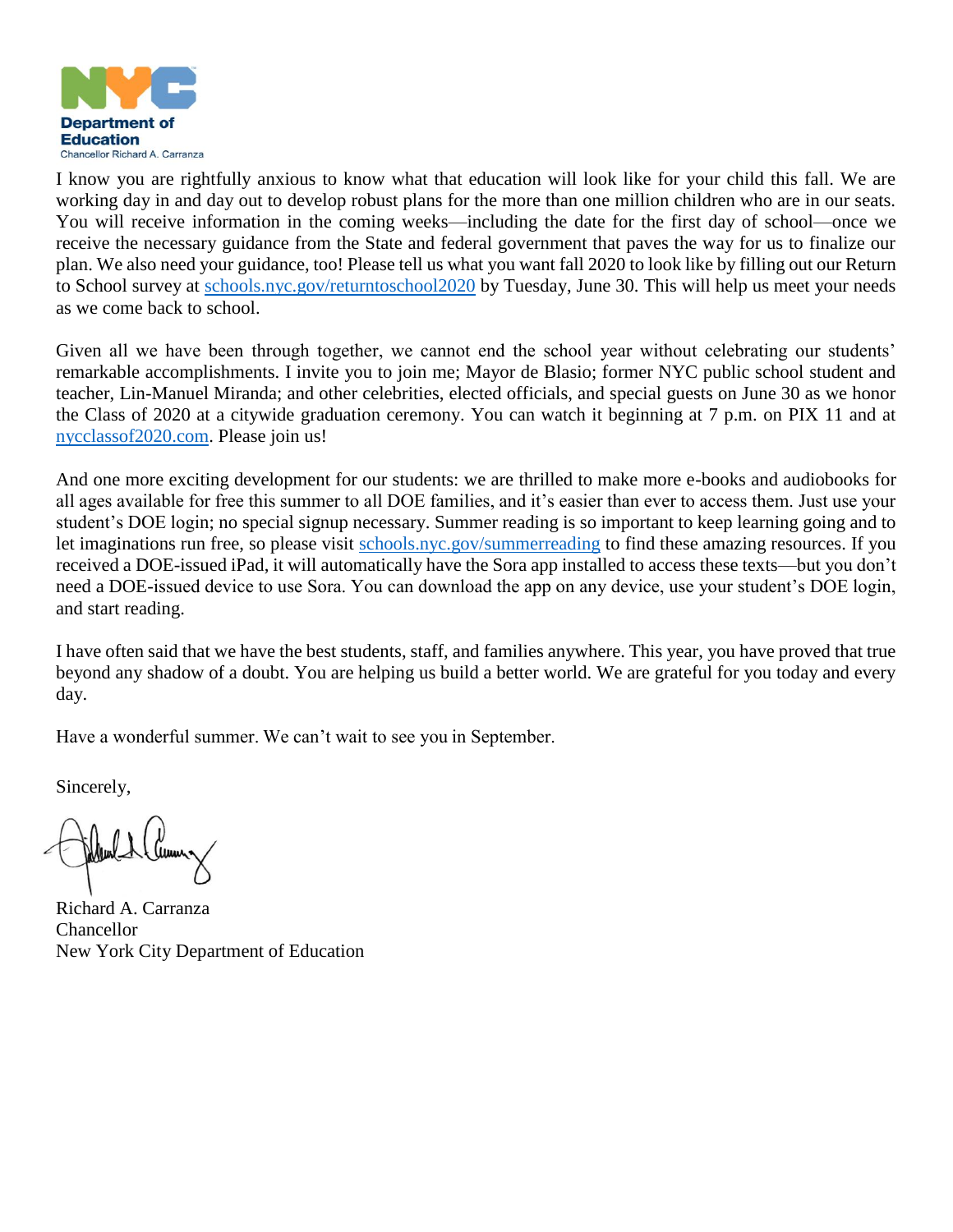Department of Education
Chancellor Richard A. Carranza

I know you are rightfully anxious to know what that education will look like for your child this fall. We are working day in and day out to develop robust plans for the more than one million children who are in our seats. You will receive information in the coming weeks—including the date for the first day of school—once we receive the necessary guidance from the State and federal government that paves the way for us to finalize our plan. We also need your guidance, too! Please tell us what you want fall 2020 to look like by filling out our Return to School survey at [schools.nyc.gov/returntoschool2020](schools.nyc.gov/returntoschool2020) by Tuesday, June 30. This will help us meet your needs as we come back to school.

Given all we have been through together, we cannot end the school year without celebrating our students' remarkable accomplishments. I invite you to join me; Mayor de Blasio; former NYC public school student and teacher, Lin-Manuel Miranda; and other celebrities, elected officials, and special guests on June 30 as we honor the Class of 2020 at a citywide graduation ceremony. You can watch it beginning at 7 p.m. on PIX 11 and at [nycclassof2020.com](nycclassof2020.com). Please join us!

And one more exciting development for our students: we are thrilled to make more e-books and audiobooks for all ages available for free this summer to all DOE families, and it's easier than ever to access them. Just use your student's DOE login; no special signup necessary. Summer reading is so important to keep learning going and to let imaginations run free, so please visit [schools.nyc.gov/summerreading](schools.nyc.gov/summerreading) to find these amazing resources. If you received a DOE-issued iPad, it will automatically have the Sora app installed to access these texts—but you don't need a DOE-issued device to use Sora. You can download the app on any device, use your student's DOE login, and start reading.

I have often said that we have the best students, staff, and families anywhere. This year, you have proved that true beyond any shadow of a doubt. You are helping us build a better world. We are grateful for you today and every day.

Have a wonderful summer. We can't wait to see you in September.

Sincerely,

Richard A. Carranza
Chancellor
New York City Department of Education